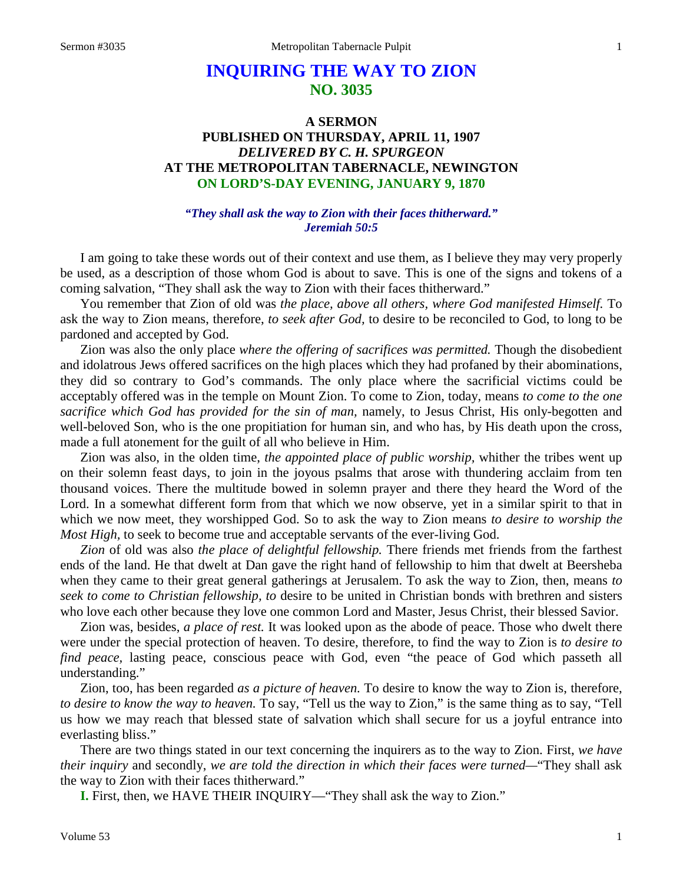# INQUIRING THE WAY TO ZION
## NO. 3035

### A SERMON
### PUBLISHED ON THURSDAY, APRIL 11, 1907
### *DELIVERED BY C. H. SPURGEON*
### AT THE METROPOLITAN TABERNACLE, NEWINGTON
### ON LORD'S-DAY EVENING, JANUARY 9, 1870

***"They shall ask the way to Zion with their faces thitherward." Jeremiah 50:5***

I am going to take these words out of their context and use them, as I believe they may very properly be used, as a description of those whom God is about to save. This is one of the signs and tokens of a coming salvation, "They shall ask the way to Zion with their faces thitherward."

You remember that Zion of old was *the place, above all others, where God manifested Himself.* To ask the way to Zion means, therefore, *to seek after God,* to desire to be reconciled to God, to long to be pardoned and accepted by God.

Zion was also the only place *where the offering of sacrifices was permitted.* Though the disobedient and idolatrous Jews offered sacrifices on the high places which they had profaned by their abominations, they did so contrary to God's commands. The only place where the sacrificial victims could be acceptably offered was in the temple on Mount Zion. To come to Zion, today, means *to come to the one sacrifice which God has provided for the sin of man,* namely, to Jesus Christ, His only-begotten and well-beloved Son, who is the one propitiation for human sin, and who has, by His death upon the cross, made a full atonement for the guilt of all who believe in Him.

Zion was also, in the olden time, *the appointed place of public worship,* whither the tribes went up on their solemn feast days, to join in the joyous psalms that arose with thundering acclaim from ten thousand voices. There the multitude bowed in solemn prayer and there they heard the Word of the Lord. In a somewhat different form from that which we now observe, yet in a similar spirit to that in which we now meet, they worshipped God. So to ask the way to Zion means *to desire to worship the Most High,* to seek to become true and acceptable servants of the ever-living God.

*Zion* of old was also *the place of delightful fellowship.* There friends met friends from the farthest ends of the land. He that dwelt at Dan gave the right hand of fellowship to him that dwelt at Beersheba when they came to their great general gatherings at Jerusalem. To ask the way to Zion, then, means *to seek to come to Christian fellowship, to* desire to be united in Christian bonds with brethren and sisters who love each other because they love one common Lord and Master, Jesus Christ, their blessed Savior.

Zion was, besides, *a place of rest.* It was looked upon as the abode of peace. Those who dwelt there were under the special protection of heaven. To desire, therefore, to find the way to Zion is *to desire to find peace,* lasting peace, conscious peace with God, even "the peace of God which passeth all understanding."

Zion, too, has been regarded *as a picture of heaven.* To desire to know the way to Zion is, therefore, *to desire to know the way to heaven.* To say, "Tell us the way to Zion," is the same thing as to say, "Tell us how we may reach that blessed state of salvation which shall secure for us a joyful entrance into everlasting bliss."

There are two things stated in our text concerning the inquirers as to the way to Zion. First, *we have their inquiry* and secondly, *we are told the direction in which their faces were turned*—"They shall ask the way to Zion with their faces thitherward."

**I.** First, then, we HAVE THEIR INQUIRY—"They shall ask the way to Zion."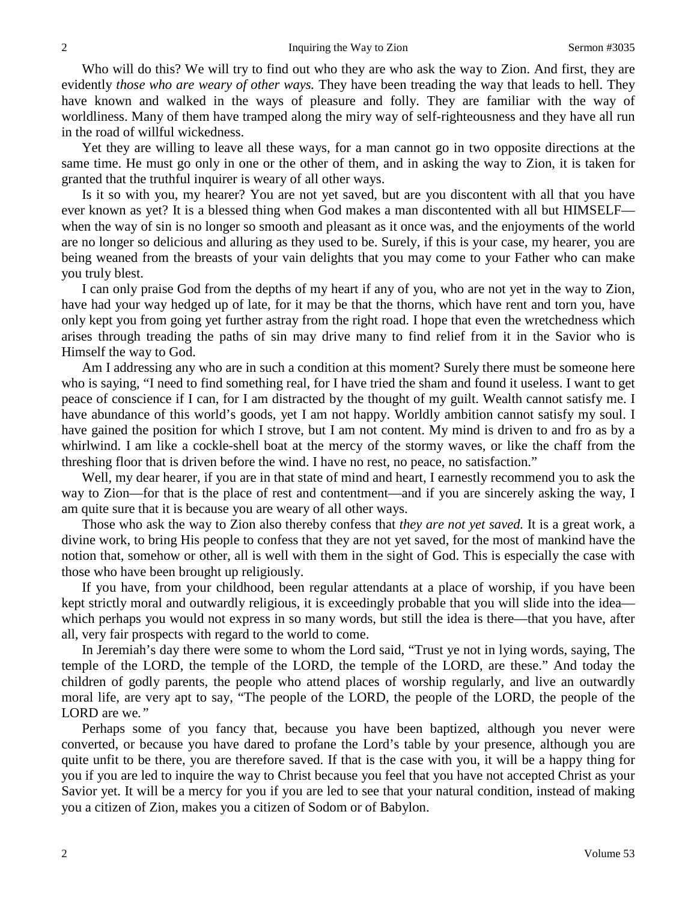Who will do this? We will try to find out who they are who ask the way to Zion. And first, they are evidently *those who are weary of other ways.* They have been treading the way that leads to hell. They have known and walked in the ways of pleasure and folly. They are familiar with the way of worldliness. Many of them have tramped along the miry way of self-righteousness and they have all run in the road of willful wickedness.

Yet they are willing to leave all these ways, for a man cannot go in two opposite directions at the same time. He must go only in one or the other of them, and in asking the way to Zion, it is taken for granted that the truthful inquirer is weary of all other ways.

Is it so with you, my hearer? You are not yet saved, but are you discontent with all that you have ever known as yet? It is a blessed thing when God makes a man discontented with all but HIMSELF—when the way of sin is no longer so smooth and pleasant as it once was, and the enjoyments of the world are no longer so delicious and alluring as they used to be. Surely, if this is your case, my hearer, you are being weaned from the breasts of your vain delights that you may come to your Father who can make you truly blest.

I can only praise God from the depths of my heart if any of you, who are not yet in the way to Zion, have had your way hedged up of late, for it may be that the thorns, which have rent and torn you, have only kept you from going yet further astray from the right road. I hope that even the wretchedness which arises through treading the paths of sin may drive many to find relief from it in the Savior who is Himself the way to God.

Am I addressing any who are in such a condition at this moment? Surely there must be someone here who is saying, "I need to find something real, for I have tried the sham and found it useless. I want to get peace of conscience if I can, for I am distracted by the thought of my guilt. Wealth cannot satisfy me. I have abundance of this world's goods, yet I am not happy. Worldly ambition cannot satisfy my soul. I have gained the position for which I strove, but I am not content. My mind is driven to and fro as by a whirlwind. I am like a cockle-shell boat at the mercy of the stormy waves, or like the chaff from the threshing floor that is driven before the wind. I have no rest, no peace, no satisfaction."

Well, my dear hearer, if you are in that state of mind and heart, I earnestly recommend you to ask the way to Zion—for that is the place of rest and contentment—and if you are sincerely asking the way, I am quite sure that it is because you are weary of all other ways.

Those who ask the way to Zion also thereby confess that *they are not yet saved.* It is a great work, a divine work, to bring His people to confess that they are not yet saved, for the most of mankind have the notion that, somehow or other, all is well with them in the sight of God. This is especially the case with those who have been brought up religiously.

If you have, from your childhood, been regular attendants at a place of worship, if you have been kept strictly moral and outwardly religious, it is exceedingly probable that you will slide into the idea—which perhaps you would not express in so many words, but still the idea is there—that you have, after all, very fair prospects with regard to the world to come.

In Jeremiah's day there were some to whom the Lord said, "Trust ye not in lying words, saying, The temple of the LORD, the temple of the LORD, the temple of the LORD, are these." And today the children of godly parents, the people who attend places of worship regularly, and live an outwardly moral life, are very apt to say, "The people of the LORD, the people of the LORD, the people of the LORD are we."

Perhaps some of you fancy that, because you have been baptized, although you never were converted, or because you have dared to profane the Lord's table by your presence, although you are quite unfit to be there, you are therefore saved. If that is the case with you, it will be a happy thing for you if you are led to inquire the way to Christ because you feel that you have not accepted Christ as your Savior yet. It will be a mercy for you if you are led to see that your natural condition, instead of making you a citizen of Zion, makes you a citizen of Sodom or of Babylon.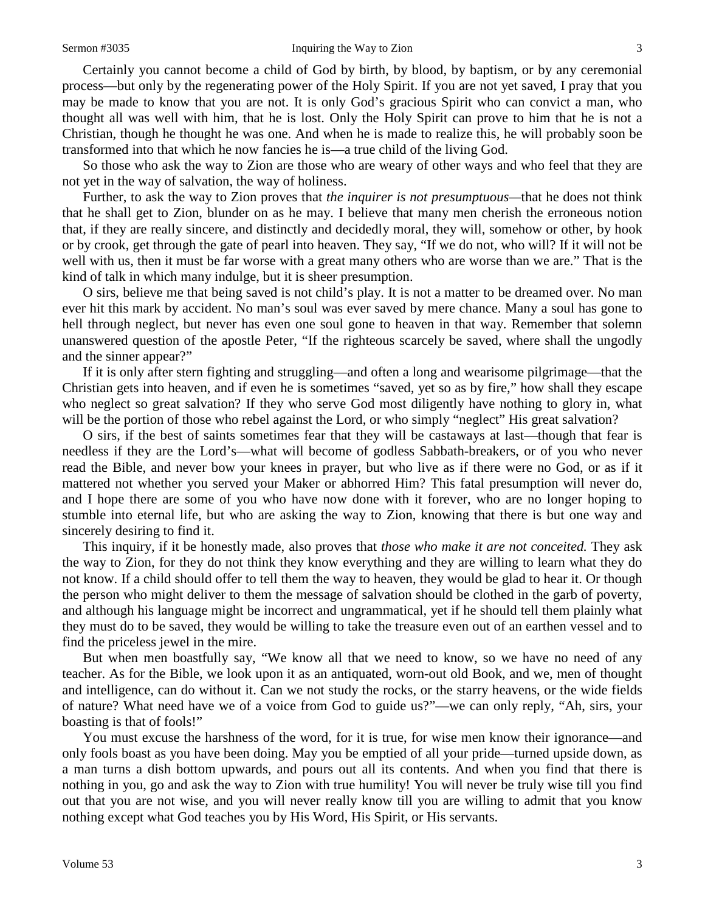Certainly you cannot become a child of God by birth, by blood, by baptism, or by any ceremonial process—but only by the regenerating power of the Holy Spirit. If you are not yet saved, I pray that you may be made to know that you are not. It is only God's gracious Spirit who can convict a man, who thought all was well with him, that he is lost. Only the Holy Spirit can prove to him that he is not a Christian, though he thought he was one. And when he is made to realize this, he will probably soon be transformed into that which he now fancies he is—a true child of the living God.

So those who ask the way to Zion are those who are weary of other ways and who feel that they are not yet in the way of salvation, the way of holiness.

Further, to ask the way to Zion proves that *the inquirer is not presumptuous*—that he does not think that he shall get to Zion, blunder on as he may. I believe that many men cherish the erroneous notion that, if they are really sincere, and distinctly and decidedly moral, they will, somehow or other, by hook or by crook, get through the gate of pearl into heaven. They say, "If we do not, who will? If it will not be well with us, then it must be far worse with a great many others who are worse than we are." That is the kind of talk in which many indulge, but it is sheer presumption.

O sirs, believe me that being saved is not child's play. It is not a matter to be dreamed over. No man ever hit this mark by accident. No man's soul was ever saved by mere chance. Many a soul has gone to hell through neglect, but never has even one soul gone to heaven in that way. Remember that solemn unanswered question of the apostle Peter, "If the righteous scarcely be saved, where shall the ungodly and the sinner appear?"

If it is only after stern fighting and struggling—and often a long and wearisome pilgrimage—that the Christian gets into heaven, and if even he is sometimes "saved, yet so as by fire," how shall they escape who neglect so great salvation? If they who serve God most diligently have nothing to glory in, what will be the portion of those who rebel against the Lord, or who simply "neglect" His great salvation?

O sirs, if the best of saints sometimes fear that they will be castaways at last—though that fear is needless if they are the Lord's—what will become of godless Sabbath-breakers, or of you who never read the Bible, and never bow your knees in prayer, but who live as if there were no God, or as if it mattered not whether you served your Maker or abhorred Him? This fatal presumption will never do, and I hope there are some of you who have now done with it forever, who are no longer hoping to stumble into eternal life, but who are asking the way to Zion, knowing that there is but one way and sincerely desiring to find it.

This inquiry, if it be honestly made, also proves that *those who make it are not conceited.* They ask the way to Zion, for they do not think they know everything and they are willing to learn what they do not know. If a child should offer to tell them the way to heaven, they would be glad to hear it. Or though the person who might deliver to them the message of salvation should be clothed in the garb of poverty, and although his language might be incorrect and ungrammatical, yet if he should tell them plainly what they must do to be saved, they would be willing to take the treasure even out of an earthen vessel and to find the priceless jewel in the mire.

But when men boastfully say, "We know all that we need to know, so we have no need of any teacher. As for the Bible, we look upon it as an antiquated, worn-out old Book, and we, men of thought and intelligence, can do without it. Can we not study the rocks, or the starry heavens, or the wide fields of nature? What need have we of a voice from God to guide us?"—we can only reply, "Ah, sirs, your boasting is that of fools!"

You must excuse the harshness of the word, for it is true, for wise men know their ignorance—and only fools boast as you have been doing. May you be emptied of all your pride—turned upside down, as a man turns a dish bottom upwards, and pours out all its contents. And when you find that there is nothing in you, go and ask the way to Zion with true humility! You will never be truly wise till you find out that you are not wise, and you will never really know till you are willing to admit that you know nothing except what God teaches you by His Word, His Spirit, or His servants.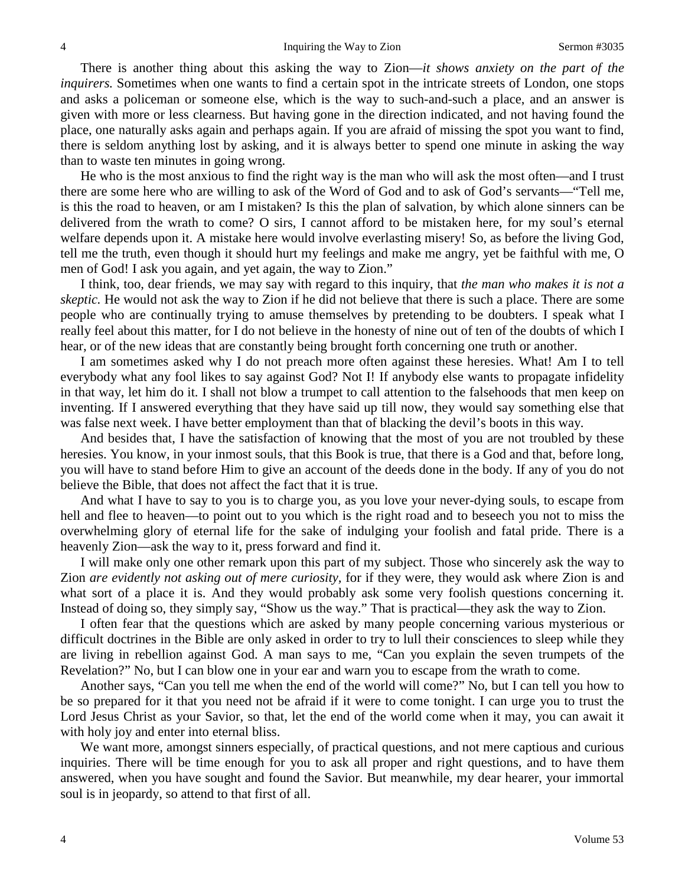There is another thing about this asking the way to Zion—*it shows anxiety on the part of the inquirers.* Sometimes when one wants to find a certain spot in the intricate streets of London, one stops and asks a policeman or someone else, which is the way to such-and-such a place, and an answer is given with more or less clearness. But having gone in the direction indicated, and not having found the place, one naturally asks again and perhaps again. If you are afraid of missing the spot you want to find, there is seldom anything lost by asking, and it is always better to spend one minute in asking the way than to waste ten minutes in going wrong.

He who is the most anxious to find the right way is the man who will ask the most often—and I trust there are some here who are willing to ask of the Word of God and to ask of God's servants—"Tell me, is this the road to heaven, or am I mistaken? Is this the plan of salvation, by which alone sinners can be delivered from the wrath to come? O sirs, I cannot afford to be mistaken here, for my soul's eternal welfare depends upon it. A mistake here would involve everlasting misery! So, as before the living God, tell me the truth, even though it should hurt my feelings and make me angry, yet be faithful with me, O men of God! I ask you again, and yet again, the way to Zion."

I think, too, dear friends, we may say with regard to this inquiry, that *the man who makes it is not a skeptic.* He would not ask the way to Zion if he did not believe that there is such a place. There are some people who are continually trying to amuse themselves by pretending to be doubters. I speak what I really feel about this matter, for I do not believe in the honesty of nine out of ten of the doubts of which I hear, or of the new ideas that are constantly being brought forth concerning one truth or another.

I am sometimes asked why I do not preach more often against these heresies. What! Am I to tell everybody what any fool likes to say against God? Not I! If anybody else wants to propagate infidelity in that way, let him do it. I shall not blow a trumpet to call attention to the falsehoods that men keep on inventing. If I answered everything that they have said up till now, they would say something else that was false next week. I have better employment than that of blacking the devil's boots in this way.

And besides that, I have the satisfaction of knowing that the most of you are not troubled by these heresies. You know, in your inmost souls, that this Book is true, that there is a God and that, before long, you will have to stand before Him to give an account of the deeds done in the body. If any of you do not believe the Bible, that does not affect the fact that it is true.

And what I have to say to you is to charge you, as you love your never-dying souls, to escape from hell and flee to heaven—to point out to you which is the right road and to beseech you not to miss the overwhelming glory of eternal life for the sake of indulging your foolish and fatal pride. There is a heavenly Zion—ask the way to it, press forward and find it.

I will make only one other remark upon this part of my subject. Those who sincerely ask the way to Zion *are evidently not asking out of mere curiosity,* for if they were, they would ask where Zion is and what sort of a place it is. And they would probably ask some very foolish questions concerning it. Instead of doing so, they simply say, "Show us the way." That is practical—they ask the way to Zion.

I often fear that the questions which are asked by many people concerning various mysterious or difficult doctrines in the Bible are only asked in order to try to lull their consciences to sleep while they are living in rebellion against God. A man says to me, "Can you explain the seven trumpets of the Revelation?" No, but I can blow one in your ear and warn you to escape from the wrath to come.

Another says, "Can you tell me when the end of the world will come?" No, but I can tell you how to be so prepared for it that you need not be afraid if it were to come tonight. I can urge you to trust the Lord Jesus Christ as your Savior, so that, let the end of the world come when it may, you can await it with holy joy and enter into eternal bliss.

We want more, amongst sinners especially, of practical questions, and not mere captious and curious inquiries. There will be time enough for you to ask all proper and right questions, and to have them answered, when you have sought and found the Savior. But meanwhile, my dear hearer, your immortal soul is in jeopardy, so attend to that first of all.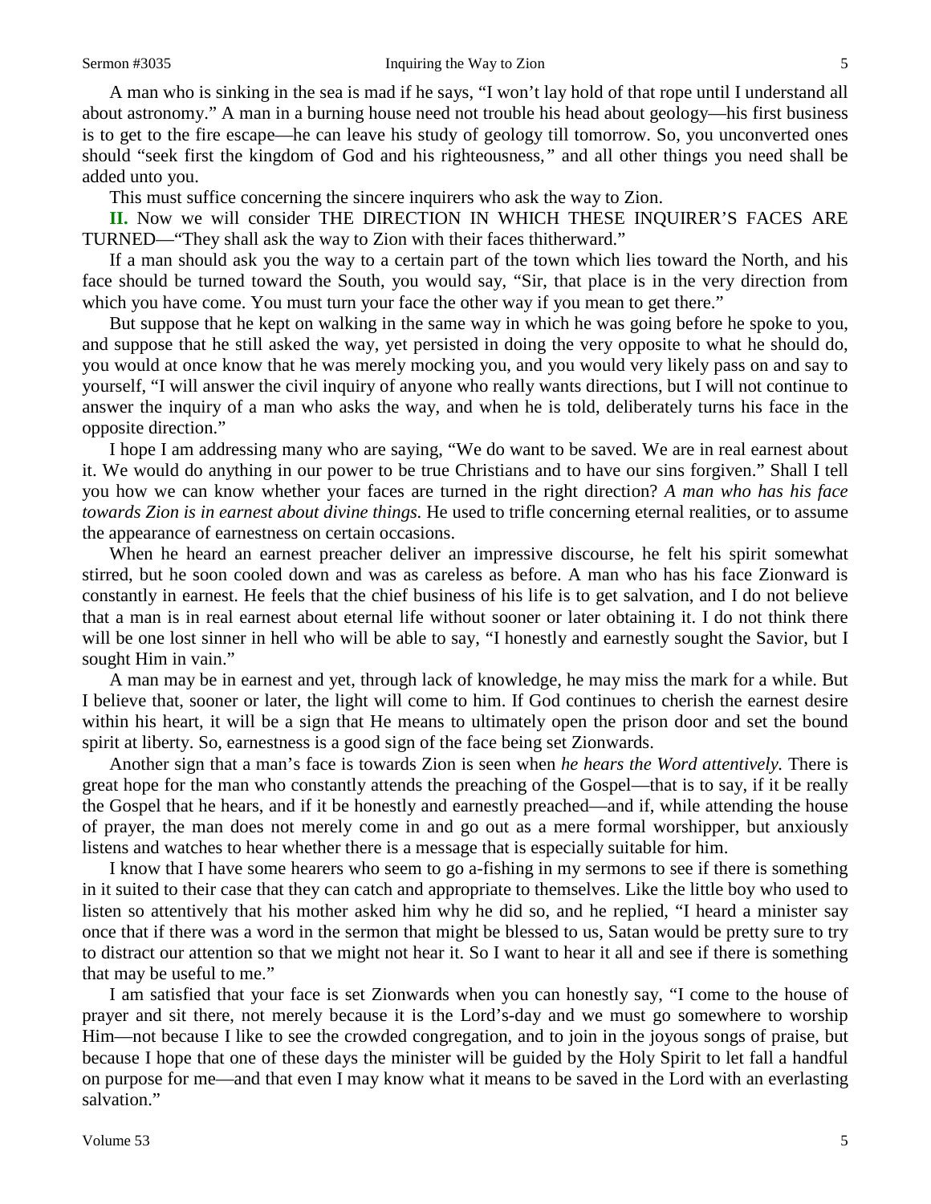A man who is sinking in the sea is mad if he says, "I won't lay hold of that rope until I understand all about astronomy." A man in a burning house need not trouble his head about geology—his first business is to get to the fire escape—he can leave his study of geology till tomorrow. So, you unconverted ones should "seek first the kingdom of God and his righteousness*,*" and all other things you need shall be added unto you.

This must suffice concerning the sincere inquirers who ask the way to Zion.

**II.** Now we will consider THE DIRECTION IN WHICH THESE INQUIRER'S FACES ARE TURNED—"They shall ask the way to Zion with their faces thitherward."

If a man should ask you the way to a certain part of the town which lies toward the North, and his face should be turned toward the South, you would say, "Sir, that place is in the very direction from which you have come. You must turn your face the other way if you mean to get there."

But suppose that he kept on walking in the same way in which he was going before he spoke to you, and suppose that he still asked the way, yet persisted in doing the very opposite to what he should do, you would at once know that he was merely mocking you, and you would very likely pass on and say to yourself, "I will answer the civil inquiry of anyone who really wants directions, but I will not continue to answer the inquiry of a man who asks the way, and when he is told, deliberately turns his face in the opposite direction."

I hope I am addressing many who are saying, "We do want to be saved. We are in real earnest about it. We would do anything in our power to be true Christians and to have our sins forgiven." Shall I tell you how we can know whether your faces are turned in the right direction? *A man who has his face towards Zion is in earnest about divine things.* He used to trifle concerning eternal realities, or to assume the appearance of earnestness on certain occasions.

When he heard an earnest preacher deliver an impressive discourse, he felt his spirit somewhat stirred, but he soon cooled down and was as careless as before. A man who has his face Zionward is constantly in earnest. He feels that the chief business of his life is to get salvation, and I do not believe that a man is in real earnest about eternal life without sooner or later obtaining it. I do not think there will be one lost sinner in hell who will be able to say, "I honestly and earnestly sought the Savior, but I sought Him in vain."

A man may be in earnest and yet, through lack of knowledge, he may miss the mark for a while. But I believe that, sooner or later, the light will come to him. If God continues to cherish the earnest desire within his heart, it will be a sign that He means to ultimately open the prison door and set the bound spirit at liberty. So, earnestness is a good sign of the face being set Zionwards.

Another sign that a man's face is towards Zion is seen when *he hears the Word attentively.* There is great hope for the man who constantly attends the preaching of the Gospel—that is to say, if it be really the Gospel that he hears, and if it be honestly and earnestly preached—and if, while attending the house of prayer, the man does not merely come in and go out as a mere formal worshipper, but anxiously listens and watches to hear whether there is a message that is especially suitable for him.

I know that I have some hearers who seem to go a-fishing in my sermons to see if there is something in it suited to their case that they can catch and appropriate to themselves. Like the little boy who used to listen so attentively that his mother asked him why he did so, and he replied, "I heard a minister say once that if there was a word in the sermon that might be blessed to us, Satan would be pretty sure to try to distract our attention so that we might not hear it. So I want to hear it all and see if there is something that may be useful to me."

I am satisfied that your face is set Zionwards when you can honestly say, "I come to the house of prayer and sit there, not merely because it is the Lord's-day and we must go somewhere to worship Him—not because I like to see the crowded congregation, and to join in the joyous songs of praise, but because I hope that one of these days the minister will be guided by the Holy Spirit to let fall a handful on purpose for me—and that even I may know what it means to be saved in the Lord with an everlasting salvation."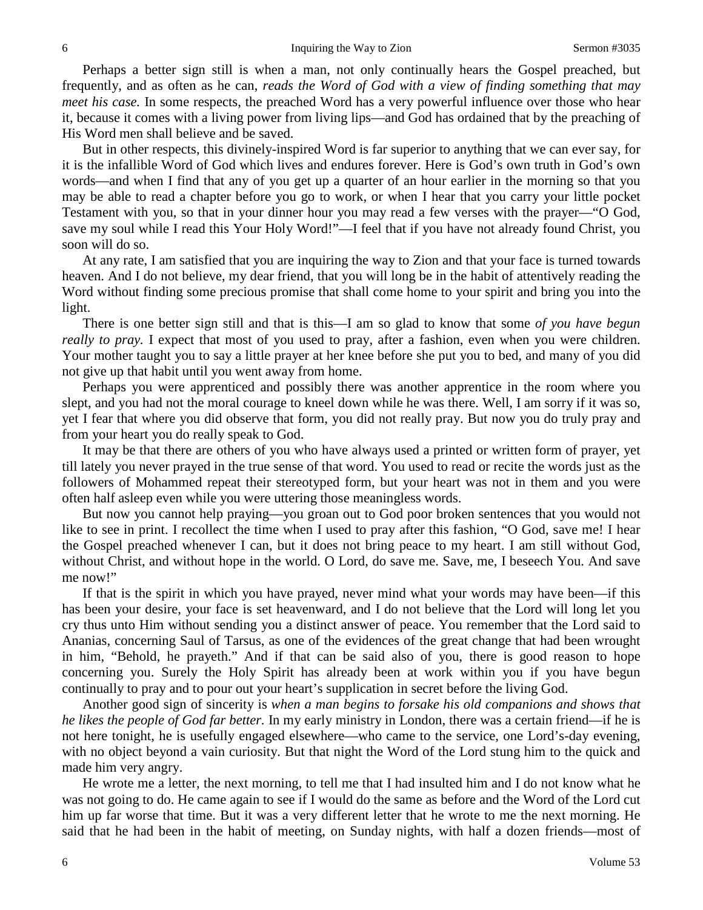Perhaps a better sign still is when a man, not only continually hears the Gospel preached, but frequently, and as often as he can, *reads the Word of God with a view of finding something that may meet his case.* In some respects, the preached Word has a very powerful influence over those who hear it, because it comes with a living power from living lips—and God has ordained that by the preaching of His Word men shall believe and be saved.

But in other respects, this divinely-inspired Word is far superior to anything that we can ever say, for it is the infallible Word of God which lives and endures forever. Here is God's own truth in God's own words—and when I find that any of you get up a quarter of an hour earlier in the morning so that you may be able to read a chapter before you go to work, or when I hear that you carry your little pocket Testament with you, so that in your dinner hour you may read a few verses with the prayer—"O God, save my soul while I read this Your Holy Word!"—I feel that if you have not already found Christ, you soon will do so.

At any rate, I am satisfied that you are inquiring the way to Zion and that your face is turned towards heaven. And I do not believe, my dear friend, that you will long be in the habit of attentively reading the Word without finding some precious promise that shall come home to your spirit and bring you into the light.

There is one better sign still and that is this—I am so glad to know that some *of you have begun really to pray.* I expect that most of you used to pray, after a fashion, even when you were children. Your mother taught you to say a little prayer at her knee before she put you to bed, and many of you did not give up that habit until you went away from home.

Perhaps you were apprenticed and possibly there was another apprentice in the room where you slept, and you had not the moral courage to kneel down while he was there. Well, I am sorry if it was so, yet I fear that where you did observe that form, you did not really pray. But now you do truly pray and from your heart you do really speak to God.

It may be that there are others of you who have always used a printed or written form of prayer, yet till lately you never prayed in the true sense of that word. You used to read or recite the words just as the followers of Mohammed repeat their stereotyped form, but your heart was not in them and you were often half asleep even while you were uttering those meaningless words.

But now you cannot help praying—you groan out to God poor broken sentences that you would not like to see in print. I recollect the time when I used to pray after this fashion, "O God, save me! I hear the Gospel preached whenever I can, but it does not bring peace to my heart. I am still without God, without Christ, and without hope in the world. O Lord, do save me. Save, me, I beseech You. And save me now!"

If that is the spirit in which you have prayed, never mind what your words may have been—if this has been your desire, your face is set heavenward, and I do not believe that the Lord will long let you cry thus unto Him without sending you a distinct answer of peace. You remember that the Lord said to Ananias, concerning Saul of Tarsus, as one of the evidences of the great change that had been wrought in him, "Behold, he prayeth." And if that can be said also of you, there is good reason to hope concerning you. Surely the Holy Spirit has already been at work within you if you have begun continually to pray and to pour out your heart's supplication in secret before the living God.

Another good sign of sincerity is *when a man begins to forsake his old companions and shows that he likes the people of God far better.* In my early ministry in London, there was a certain friend—if he is not here tonight, he is usefully engaged elsewhere—who came to the service, one Lord's-day evening, with no object beyond a vain curiosity. But that night the Word of the Lord stung him to the quick and made him very angry.

He wrote me a letter, the next morning, to tell me that I had insulted him and I do not know what he was not going to do. He came again to see if I would do the same as before and the Word of the Lord cut him up far worse that time. But it was a very different letter that he wrote to me the next morning. He said that he had been in the habit of meeting, on Sunday nights, with half a dozen friends—most of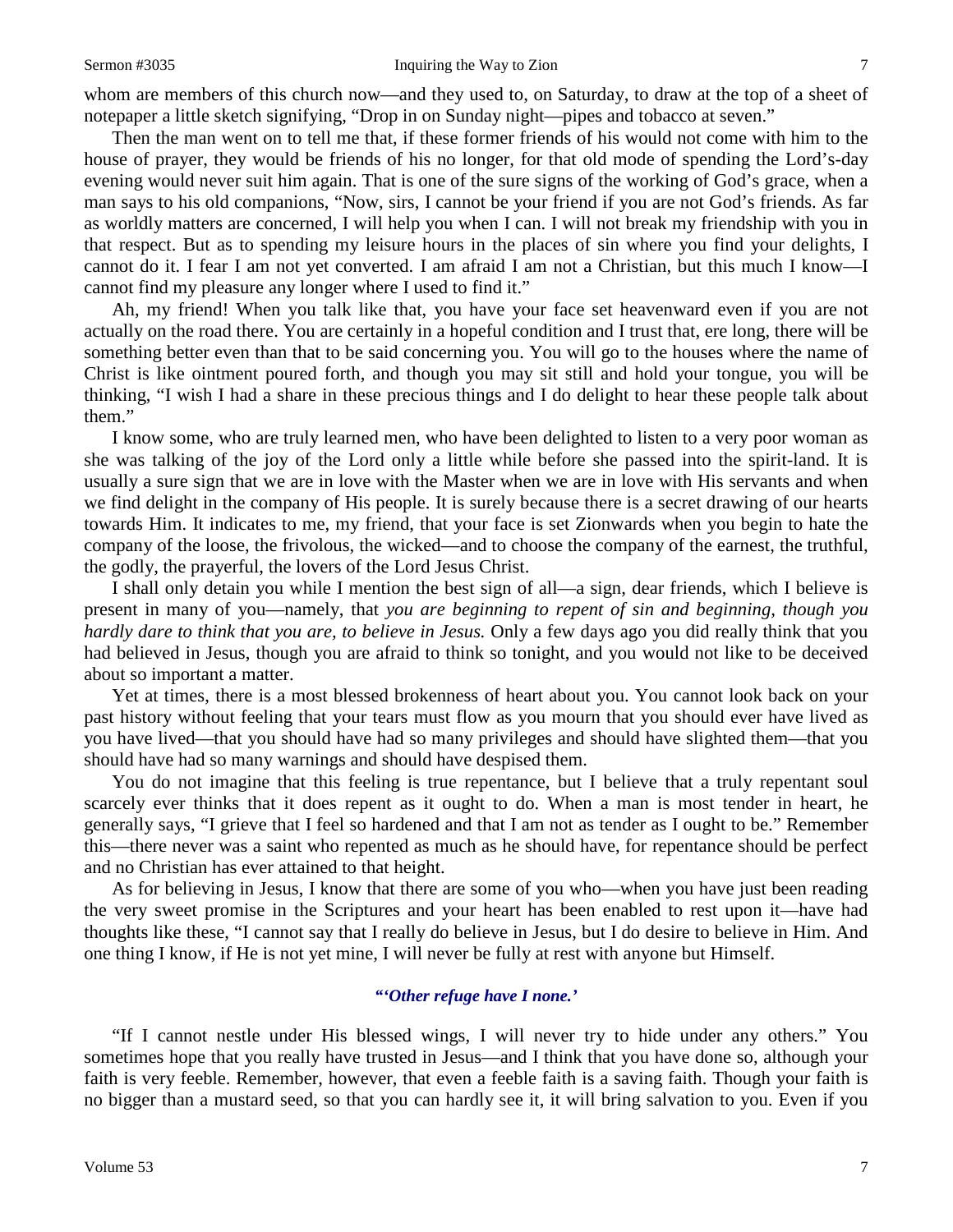whom are members of this church now—and they used to, on Saturday, to draw at the top of a sheet of notepaper a little sketch signifying, "Drop in on Sunday night—pipes and tobacco at seven."

Then the man went on to tell me that, if these former friends of his would not come with him to the house of prayer, they would be friends of his no longer, for that old mode of spending the Lord's-day evening would never suit him again. That is one of the sure signs of the working of God's grace, when a man says to his old companions, "Now, sirs, I cannot be your friend if you are not God's friends. As far as worldly matters are concerned, I will help you when I can. I will not break my friendship with you in that respect. But as to spending my leisure hours in the places of sin where you find your delights, I cannot do it. I fear I am not yet converted. I am afraid I am not a Christian, but this much I know—I cannot find my pleasure any longer where I used to find it."

Ah, my friend! When you talk like that, you have your face set heavenward even if you are not actually on the road there. You are certainly in a hopeful condition and I trust that, ere long, there will be something better even than that to be said concerning you. You will go to the houses where the name of Christ is like ointment poured forth, and though you may sit still and hold your tongue, you will be thinking, "I wish I had a share in these precious things and I do delight to hear these people talk about them."

I know some, who are truly learned men, who have been delighted to listen to a very poor woman as she was talking of the joy of the Lord only a little while before she passed into the spirit-land. It is usually a sure sign that we are in love with the Master when we are in love with His servants and when we find delight in the company of His people. It is surely because there is a secret drawing of our hearts towards Him. It indicates to me, my friend, that your face is set Zionwards when you begin to hate the company of the loose, the frivolous, the wicked—and to choose the company of the earnest, the truthful, the godly, the prayerful, the lovers of the Lord Jesus Christ.

I shall only detain you while I mention the best sign of all—a sign, dear friends, which I believe is present in many of you—namely, that *you are beginning to repent of sin and beginning, though you hardly dare to think that you are, to believe in Jesus.* Only a few days ago you did really think that you had believed in Jesus, though you are afraid to think so tonight, and you would not like to be deceived about so important a matter.

Yet at times, there is a most blessed brokenness of heart about you. You cannot look back on your past history without feeling that your tears must flow as you mourn that you should ever have lived as you have lived—that you should have had so many privileges and should have slighted them—that you should have had so many warnings and should have despised them.

You do not imagine that this feeling is true repentance, but I believe that a truly repentant soul scarcely ever thinks that it does repent as it ought to do. When a man is most tender in heart, he generally says, "I grieve that I feel so hardened and that I am not as tender as I ought to be." Remember this—there never was a saint who repented as much as he should have, for repentance should be perfect and no Christian has ever attained to that height.

As for believing in Jesus, I know that there are some of you who—when you have just been reading the very sweet promise in the Scriptures and your heart has been enabled to rest upon it—have had thoughts like these, "I cannot say that I really do believe in Jesus, but I do desire to believe in Him. And one thing I know, if He is not yet mine, I will never be fully at rest with anyone but Himself.

***"'Other refuge have I none.'***

"If I cannot nestle under His blessed wings, I will never try to hide under any others." You sometimes hope that you really have trusted in Jesus—and I think that you have done so, although your faith is very feeble. Remember, however, that even a feeble faith is a saving faith. Though your faith is no bigger than a mustard seed, so that you can hardly see it, it will bring salvation to you. Even if you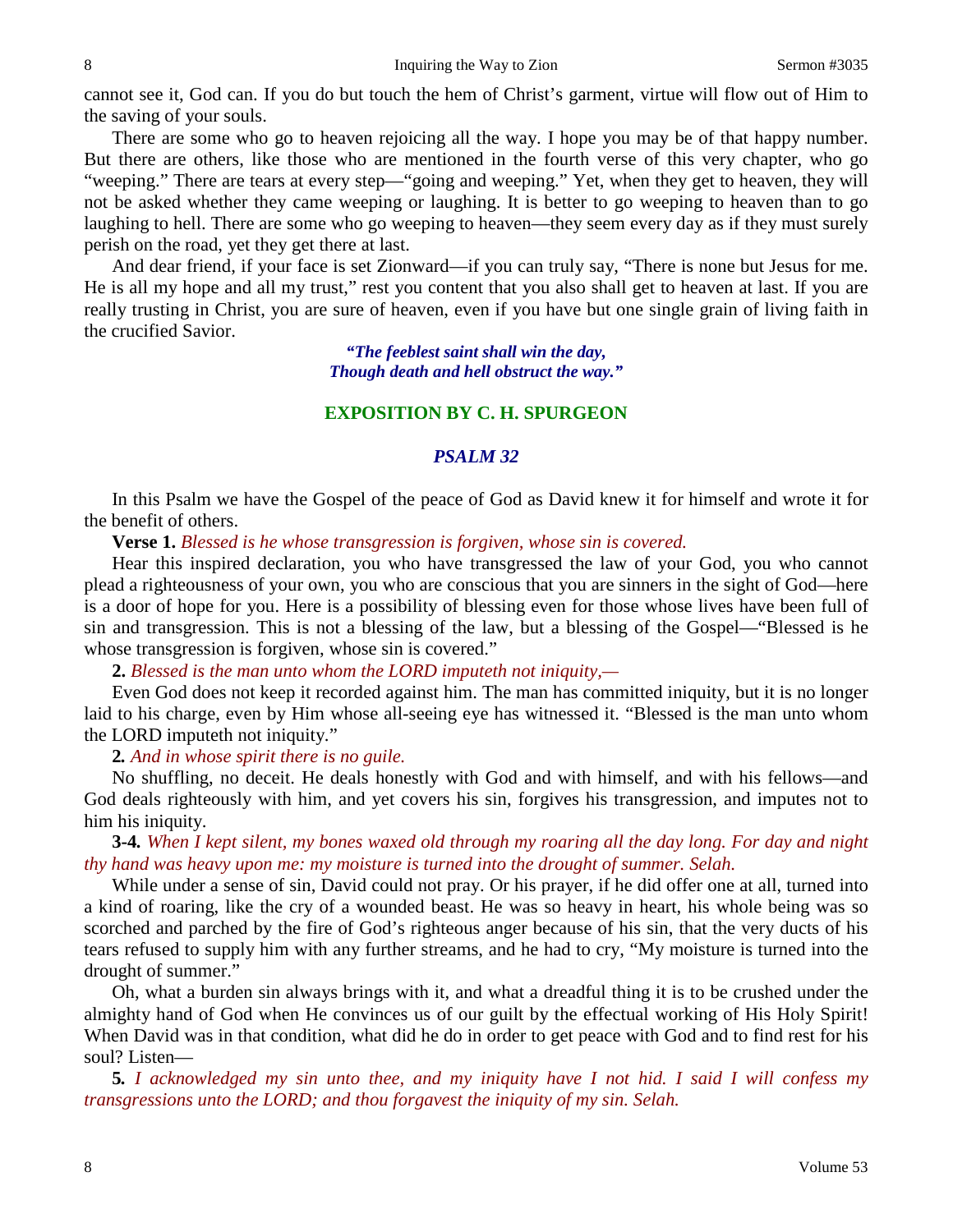cannot see it, God can. If you do but touch the hem of Christ's garment, virtue will flow out of Him to the saving of your souls.

There are some who go to heaven rejoicing all the way. I hope you may be of that happy number. But there are others, like those who are mentioned in the fourth verse of this very chapter, who go "weeping." There are tears at every step—"going and weeping." Yet, when they get to heaven, they will not be asked whether they came weeping or laughing. It is better to go weeping to heaven than to go laughing to hell. There are some who go weeping to heaven—they seem every day as if they must surely perish on the road, yet they get there at last.

And dear friend, if your face is set Zionward—if you can truly say, "There is none but Jesus for me. He is all my hope and all my trust," rest you content that you also shall get to heaven at last. If you are really trusting in Christ, you are sure of heaven, even if you have but one single grain of living faith in the crucified Savior.

*"The feeblest saint shall win the day,*
*Though death and hell obstruct the way."*

## EXPOSITION BY C. H. SPURGEON

### *PSALM 32*

In this Psalm we have the Gospel of the peace of God as David knew it for himself and wrote it for the benefit of others.

**Verse 1.** *Blessed is he whose transgression is forgiven, whose sin is covered.*

Hear this inspired declaration, you who have transgressed the law of your God, you who cannot plead a righteousness of your own, you who are conscious that you are sinners in the sight of God—here is a door of hope for you. Here is a possibility of blessing even for those whose lives have been full of sin and transgression. This is not a blessing of the law, but a blessing of the Gospel—"Blessed is he whose transgression is forgiven, whose sin is covered."

**2.** *Blessed is the man unto whom the LORD imputeth not iniquity,—*

Even God does not keep it recorded against him. The man has committed iniquity, but it is no longer laid to his charge, even by Him whose all-seeing eye has witnessed it. "Blessed is the man unto whom the LORD imputeth not iniquity."

**2***.* *And in whose spirit there is no guile.*

No shuffling, no deceit. He deals honestly with God and with himself, and with his fellows—and God deals righteously with him, and yet covers his sin, forgives his transgression, and imputes not to him his iniquity.

**3-4.** *When I kept silent, my bones waxed old through my roaring all the day long. For day and night thy hand was heavy upon me: my moisture is turned into the drought of summer. Selah.*

While under a sense of sin, David could not pray. Or his prayer, if he did offer one at all, turned into a kind of roaring, like the cry of a wounded beast. He was so heavy in heart, his whole being was so scorched and parched by the fire of God's righteous anger because of his sin, that the very ducts of his tears refused to supply him with any further streams, and he had to cry, "My moisture is turned into the drought of summer."

Oh, what a burden sin always brings with it, and what a dreadful thing it is to be crushed under the almighty hand of God when He convinces us of our guilt by the effectual working of His Holy Spirit! When David was in that condition, what did he do in order to get peace with God and to find rest for his soul? Listen—

**5***.* *I acknowledged my sin unto thee, and my iniquity have I not hid. I said I will confess my transgressions unto the LORD; and thou forgavest the iniquity of my sin. Selah.*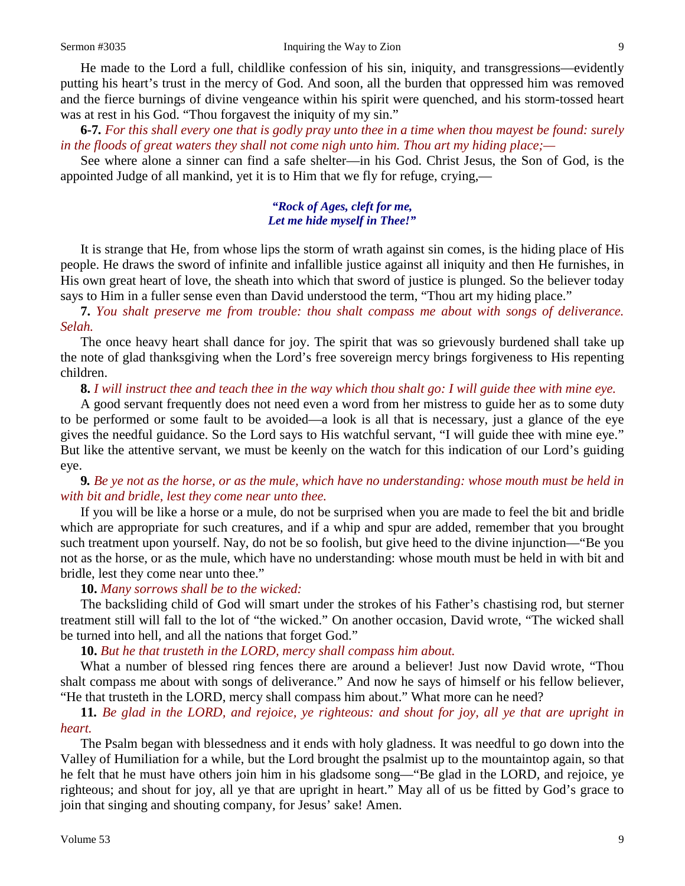He made to the Lord a full, childlike confession of his sin, iniquity, and transgressions—evidently putting his heart's trust in the mercy of God. And soon, all the burden that oppressed him was removed and the fierce burnings of divine vengeance within his spirit were quenched, and his storm-tossed heart was at rest in his God. "Thou forgavest the iniquity of my sin."

**6-7.** *For this shall every one that is godly pray unto thee in a time when thou mayest be found: surely in the floods of great waters they shall not come nigh unto him. Thou art my hiding place;—*

See where alone a sinner can find a safe shelter—in his God. Christ Jesus, the Son of God, is the appointed Judge of all mankind, yet it is to Him that we fly for refuge, crying,—

> ***"Rock of Ages, cleft for me,***
> ***Let me hide myself in Thee!"***

It is strange that He, from whose lips the storm of wrath against sin comes, is the hiding place of His people. He draws the sword of infinite and infallible justice against all iniquity and then He furnishes, in His own great heart of love, the sheath into which that sword of justice is plunged. So the believer today says to Him in a fuller sense even than David understood the term, "Thou art my hiding place."

**7.** *You shalt preserve me from trouble: thou shalt compass me about with songs of deliverance. Selah.*

The once heavy heart shall dance for joy. The spirit that was so grievously burdened shall take up the note of glad thanksgiving when the Lord's free sovereign mercy brings forgiveness to His repenting children.

**8.** *I will instruct thee and teach thee in the way which thou shalt go: I will guide thee with mine eye.*

A good servant frequently does not need even a word from her mistress to guide her as to some duty to be performed or some fault to be avoided—a look is all that is necessary, just a glance of the eye gives the needful guidance. So the Lord says to His watchful servant, "I will guide thee with mine eye." But like the attentive servant, we must be keenly on the watch for this indication of our Lord's guiding eye.

**9.** *Be ye not as the horse, or as the mule, which have no understanding: whose mouth must be held in with bit and bridle, lest they come near unto thee.*

If you will be like a horse or a mule, do not be surprised when you are made to feel the bit and bridle which are appropriate for such creatures, and if a whip and spur are added, remember that you brought such treatment upon yourself. Nay, do not be so foolish, but give heed to the divine injunction—"Be you not as the horse, or as the mule, which have no understanding: whose mouth must be held in with bit and bridle, lest they come near unto thee."

**10.** *Many sorrows shall be to the wicked:*

The backsliding child of God will smart under the strokes of his Father's chastising rod, but sterner treatment still will fall to the lot of "the wicked." On another occasion, David wrote, "The wicked shall be turned into hell, and all the nations that forget God."

**10.** *But he that trusteth in the LORD, mercy shall compass him about.*

What a number of blessed ring fences there are around a believer! Just now David wrote, "Thou shalt compass me about with songs of deliverance." And now he says of himself or his fellow believer, "He that trusteth in the LORD, mercy shall compass him about." What more can he need?

**11.** *Be glad in the LORD, and rejoice, ye righteous: and shout for joy, all ye that are upright in heart.*

The Psalm began with blessedness and it ends with holy gladness. It was needful to go down into the Valley of Humiliation for a while, but the Lord brought the psalmist up to the mountaintop again, so that he felt that he must have others join him in his gladsome song—"Be glad in the LORD, and rejoice, ye righteous; and shout for joy, all ye that are upright in heart." May all of us be fitted by God's grace to join that singing and shouting company, for Jesus' sake! Amen.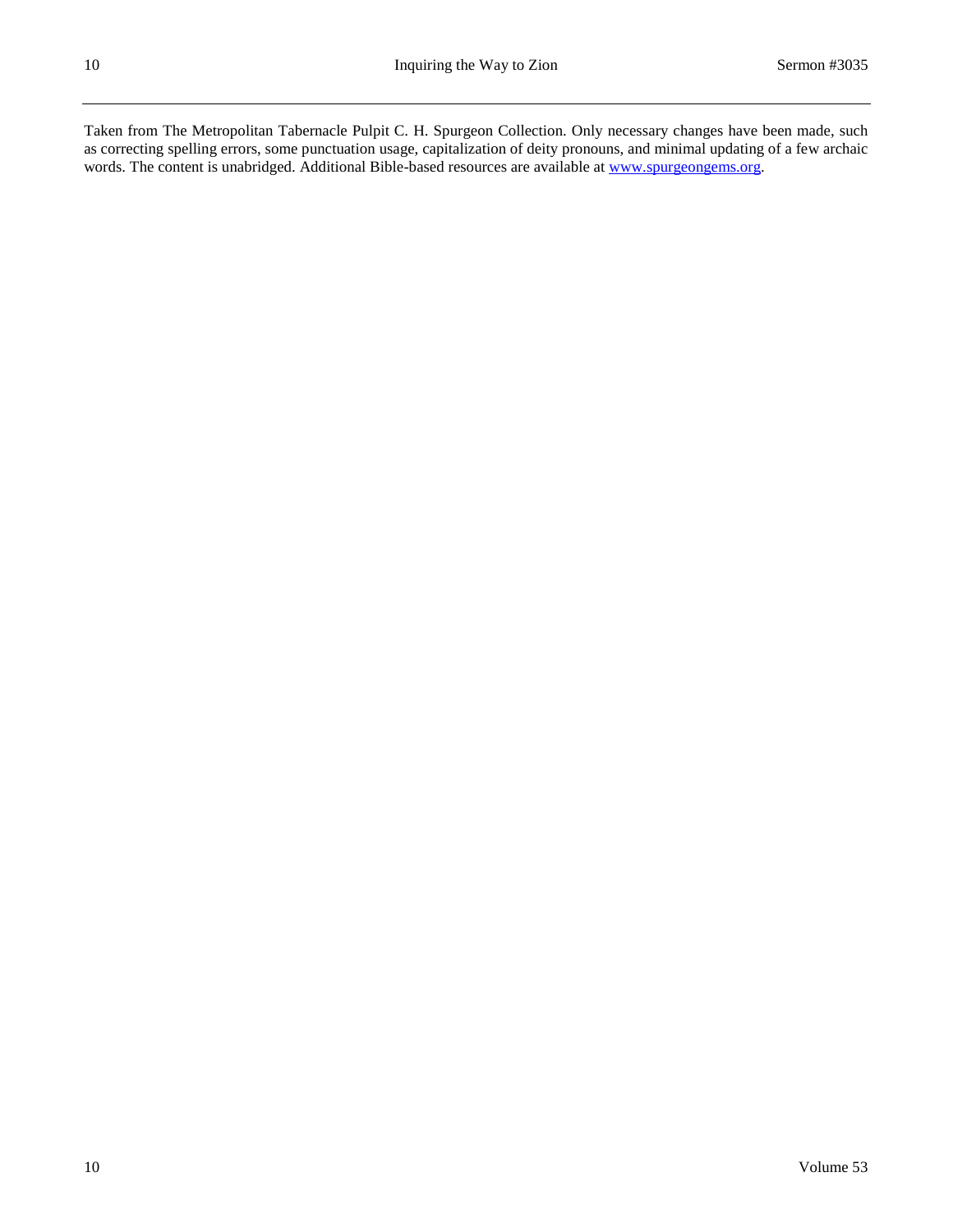Taken from The Metropolitan Tabernacle Pulpit C. H. Spurgeon Collection. Only necessary changes have been made, such as correcting spelling errors, some punctuation usage, capitalization of deity pronouns, and minimal updating of a few archaic words. The content is unabridged. Additional Bible-based resources are available at [www.spurgeongems.org](http://www.spurgeongems.org).